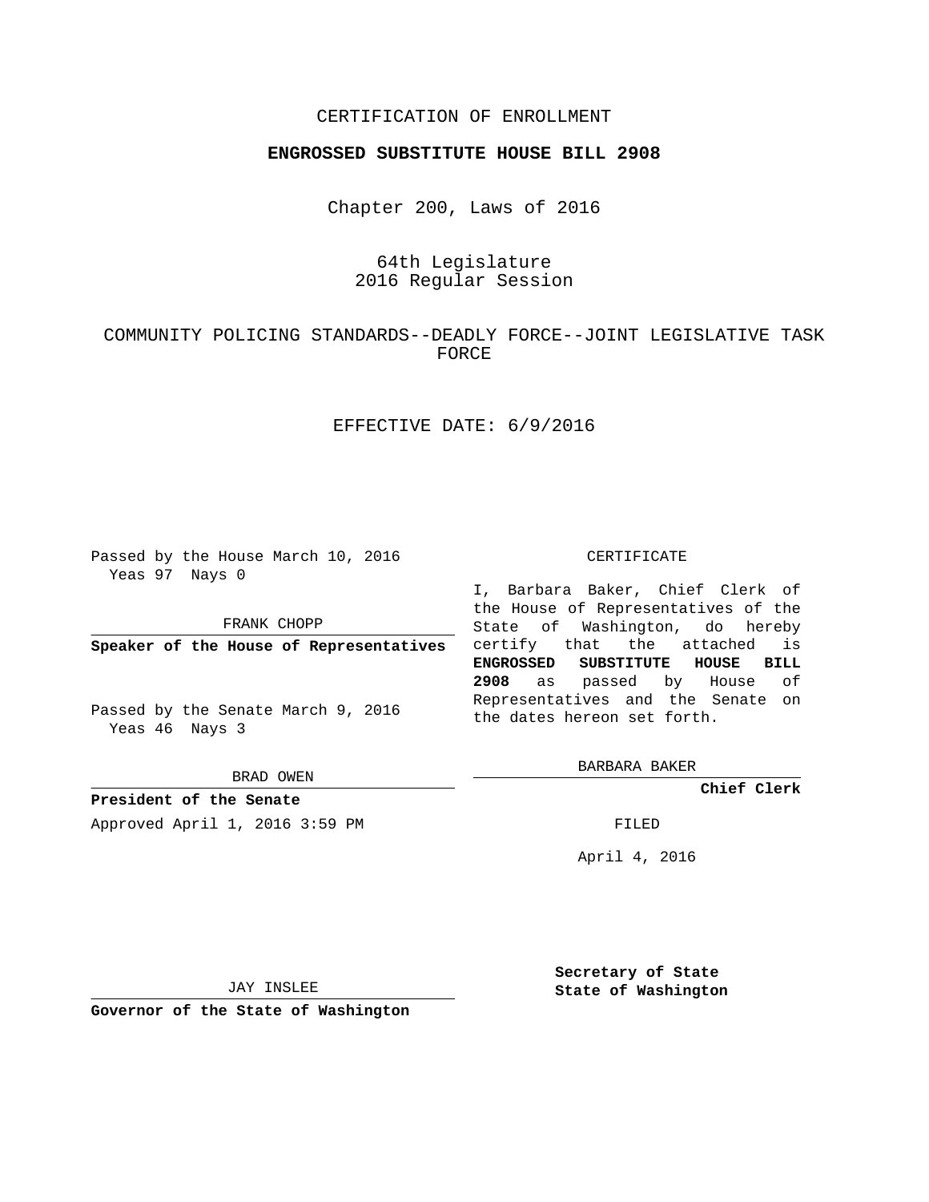CERTIFICATION OF ENROLLMENT

**ENGROSSED SUBSTITUTE HOUSE BILL 2908**

Chapter 200, Laws of 2016

64th Legislature
2016 Regular Session

COMMUNITY POLICING STANDARDS--DEADLY FORCE--JOINT LEGISLATIVE TASK FORCE

EFFECTIVE DATE: 6/9/2016

Passed by the House March 10, 2016
Yeas 97 Nays 0

FRANK CHOPP

**Speaker of the House of Representatives**

Passed by the Senate March 9, 2016
Yeas 46 Nays 3

BRAD OWEN

**President of the Senate**

Approved April 1, 2016 3:59 PM

JAY INSLEE

**Governor of the State of Washington**

CERTIFICATE

I, Barbara Baker, Chief Clerk of the House of Representatives of the State of Washington, do hereby certify that the attached is **ENGROSSED SUBSTITUTE HOUSE BILL 2908** as passed by House of Representatives and the Senate on the dates hereon set forth.

BARBARA BAKER

**Chief Clerk**

FILED

April 4, 2016

**Secretary of State**
**State of Washington**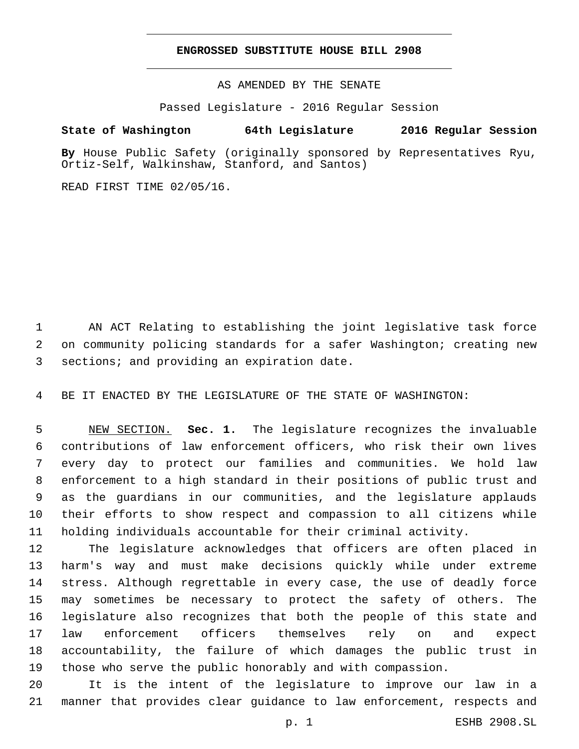# ENGROSSED SUBSTITUTE HOUSE BILL 2908

AS AMENDED BY THE SENATE

Passed Legislature - 2016 Regular Session

**State of Washington 64th Legislature 2016 Regular Session**

**By** House Public Safety (originally sponsored by Representatives Ryu, Ortiz-Self, Walkinshaw, Stanford, and Santos)

READ FIRST TIME 02/05/16.

AN ACT Relating to establishing the joint legislative task force on community policing standards for a safer Washington; creating new sections; and providing an expiration date.

BE IT ENACTED BY THE LEGISLATURE OF THE STATE OF WASHINGTON:

NEW SECTION. **Sec. 1.** The legislature recognizes the invaluable contributions of law enforcement officers, who risk their own lives every day to protect our families and communities. We hold law enforcement to a high standard in their positions of public trust and as the guardians in our communities, and the legislature applauds their efforts to show respect and compassion to all citizens while holding individuals accountable for their criminal activity.

The legislature acknowledges that officers are often placed in harm's way and must make decisions quickly while under extreme stress. Although regrettable in every case, the use of deadly force may sometimes be necessary to protect the safety of others. The legislature also recognizes that both the people of this state and law enforcement officers themselves rely on and expect accountability, the failure of which damages the public trust in those who serve the public honorably and with compassion.

It is the intent of the legislature to improve our law in a manner that provides clear guidance to law enforcement, respects and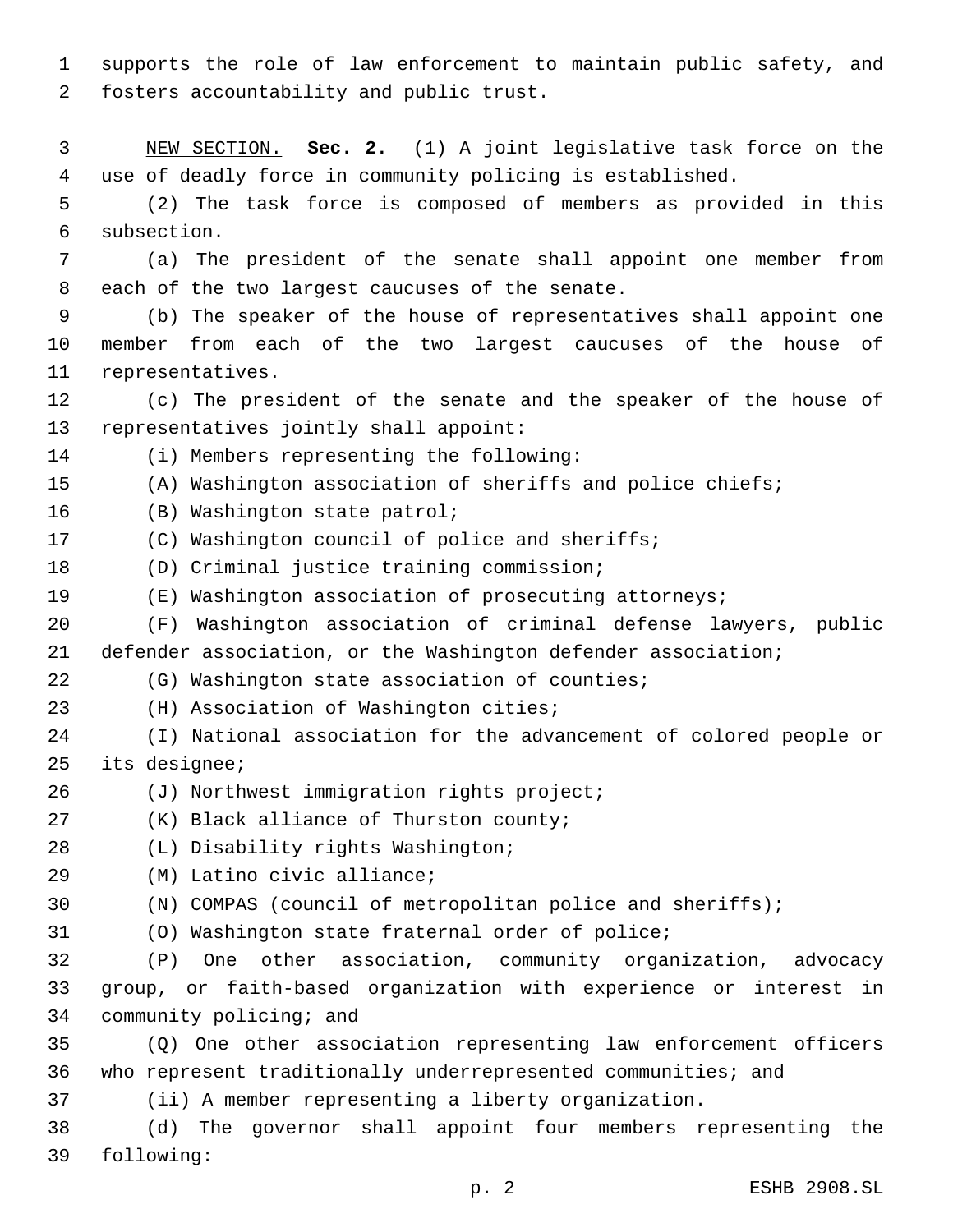supports the role of law enforcement to maintain public safety, and fosters accountability and public trust.

NEW SECTION. **Sec. 2.** (1) A joint legislative task force on the use of deadly force in community policing is established.

(2) The task force is composed of members as provided in this subsection.

(a) The president of the senate shall appoint one member from each of the two largest caucuses of the senate.

(b) The speaker of the house of representatives shall appoint one member from each of the two largest caucuses of the house of representatives.

(c) The president of the senate and the speaker of the house of representatives jointly shall appoint:

(i) Members representing the following:

(A) Washington association of sheriffs and police chiefs;

(B) Washington state patrol;

(C) Washington council of police and sheriffs;

(D) Criminal justice training commission;

(E) Washington association of prosecuting attorneys;

(F) Washington association of criminal defense lawyers, public defender association, or the Washington defender association;

(G) Washington state association of counties;

(H) Association of Washington cities;

(I) National association for the advancement of colored people or its designee;

(J) Northwest immigration rights project;

(K) Black alliance of Thurston county;

(L) Disability rights Washington;

(M) Latino civic alliance;

(N) COMPAS (council of metropolitan police and sheriffs);

(O) Washington state fraternal order of police;

(P) One other association, community organization, advocacy group, or faith-based organization with experience or interest in community policing; and

(Q) One other association representing law enforcement officers who represent traditionally underrepresented communities; and

(ii) A member representing a liberty organization.

(d) The governor shall appoint four members representing the following: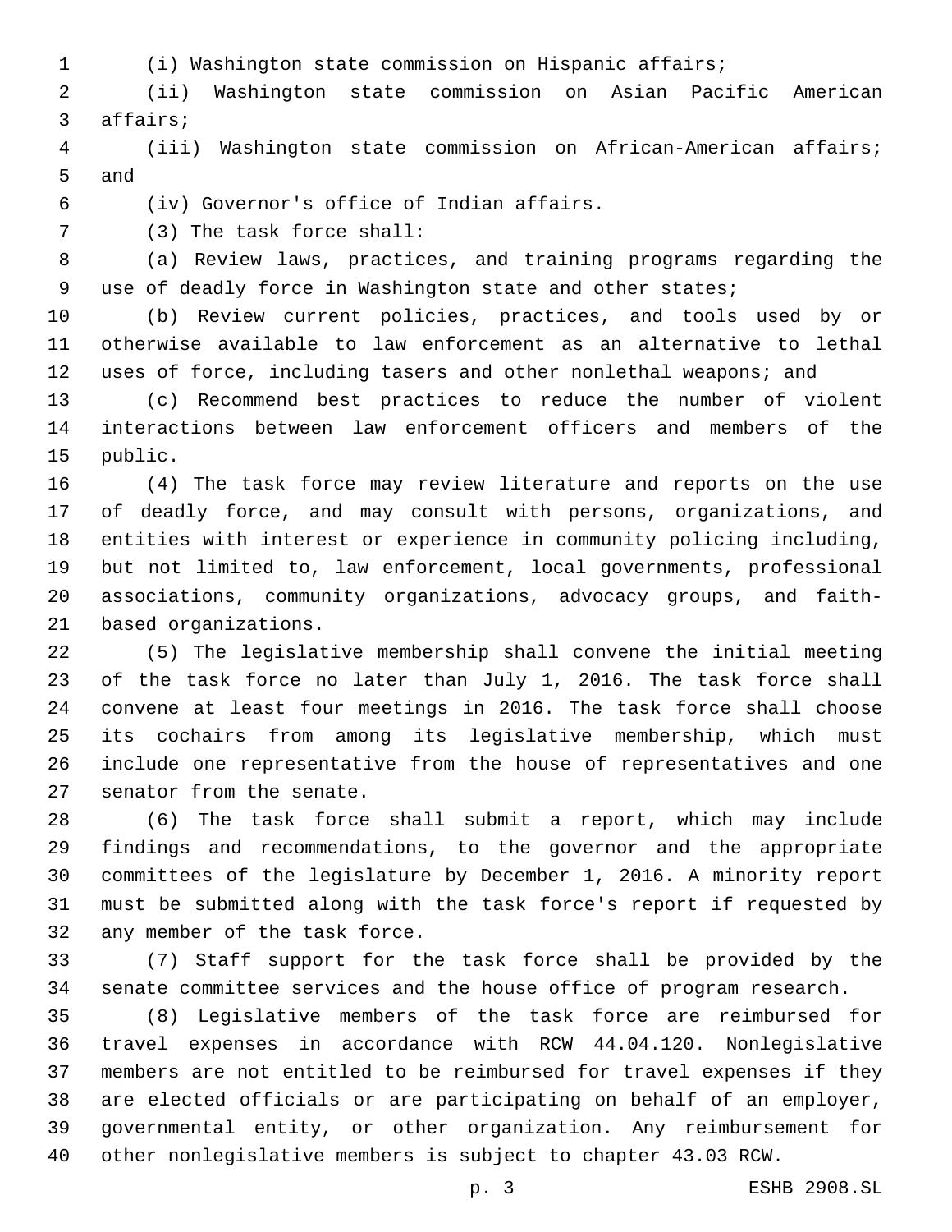(i) Washington state commission on Hispanic affairs;

(ii) Washington state commission on Asian Pacific American affairs;

(iii) Washington state commission on African-American affairs; and

(iv) Governor's office of Indian affairs.

(3) The task force shall:

(a) Review laws, practices, and training programs regarding the use of deadly force in Washington state and other states;

(b) Review current policies, practices, and tools used by or otherwise available to law enforcement as an alternative to lethal uses of force, including tasers and other nonlethal weapons; and

(c) Recommend best practices to reduce the number of violent interactions between law enforcement officers and members of the public.

(4) The task force may review literature and reports on the use of deadly force, and may consult with persons, organizations, and entities with interest or experience in community policing including, but not limited to, law enforcement, local governments, professional associations, community organizations, advocacy groups, and faith-based organizations.

(5) The legislative membership shall convene the initial meeting of the task force no later than July 1, 2016. The task force shall convene at least four meetings in 2016. The task force shall choose its cochairs from among its legislative membership, which must include one representative from the house of representatives and one senator from the senate.

(6) The task force shall submit a report, which may include findings and recommendations, to the governor and the appropriate committees of the legislature by December 1, 2016. A minority report must be submitted along with the task force's report if requested by any member of the task force.

(7) Staff support for the task force shall be provided by the senate committee services and the house office of program research.

(8) Legislative members of the task force are reimbursed for travel expenses in accordance with RCW 44.04.120. Nonlegislative members are not entitled to be reimbursed for travel expenses if they are elected officials or are participating on behalf of an employer, governmental entity, or other organization. Any reimbursement for other nonlegislative members is subject to chapter 43.03 RCW.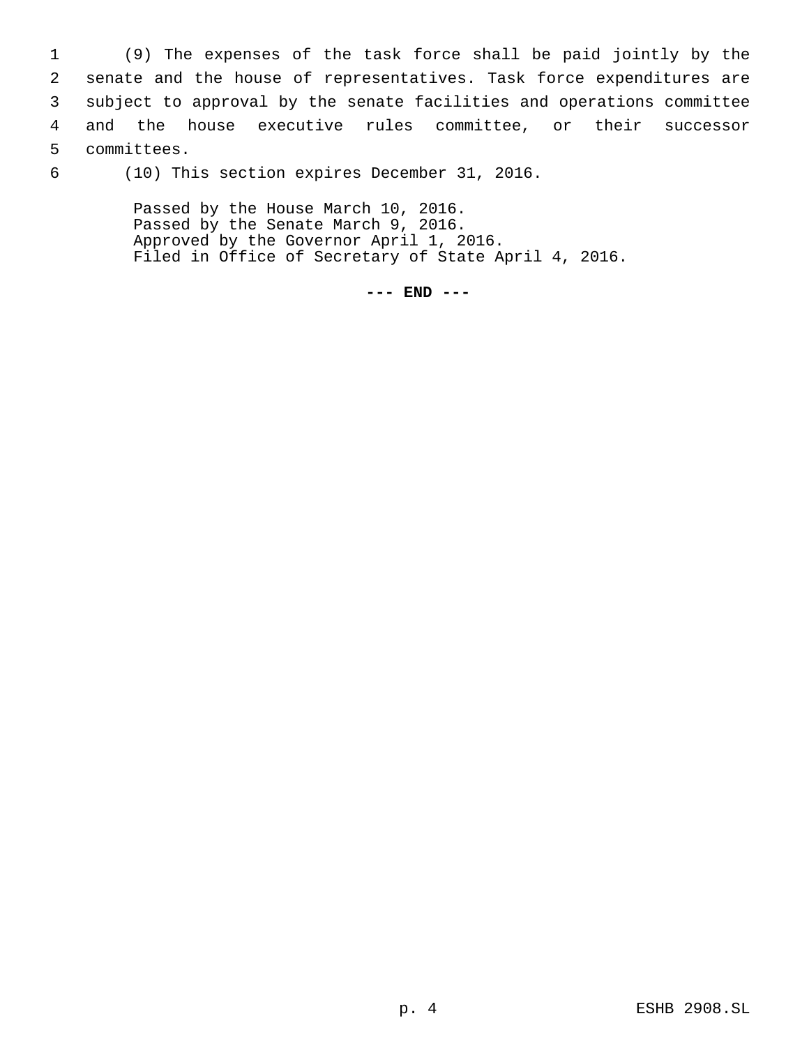(9) The expenses of the task force shall be paid jointly by the senate and the house of representatives. Task force expenditures are subject to approval by the senate facilities and operations committee and the house executive rules committee, or their successor committees.

(10) This section expires December 31, 2016.

Passed by the House March 10, 2016.
Passed by the Senate March 9, 2016.
Approved by the Governor April 1, 2016.
Filed in Office of Secretary of State April 4, 2016.

**--- END ---**